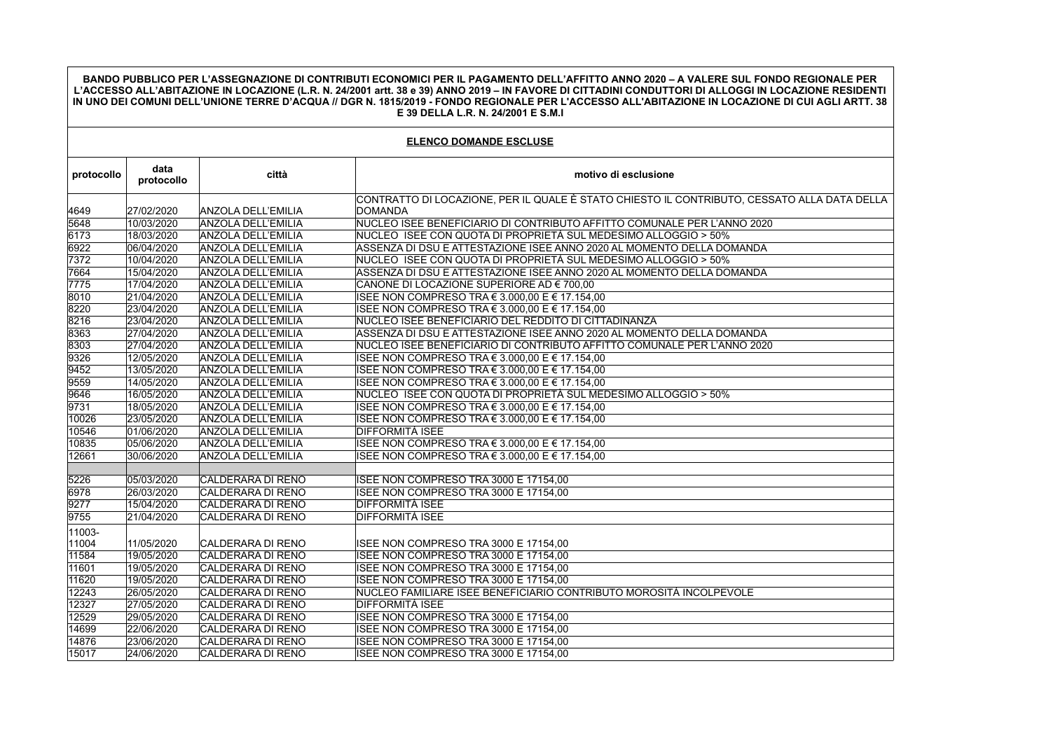**BANDO PUBBLICO PER L'ASSEGNAZIONE DI CONTRIBUTI ECONOMICI PER IL PAGAMENTO DELL'AFFITTO ANNO 2020 – A VALERE SUL FONDO REGIONALE PER L'ACCESSO ALL'ABITAZIONE IN LOCAZIONE (L.R. N. 24/2001 artt. 38 e 39) ANNO 2019 – IN FAVORE DI CITTADINI CONDUTTORI DI ALLOGGI IN LOCAZIONE RESIDENTI IN UNO DEI COMUNI DELL'UNIONE TERRE D'ACQUA // DGR N. 1815/2019 - FONDO REGIONALE PER L'ACCESSO ALL'ABITAZIONE IN LOCAZIONE DI CUI AGLI ARTT. 38 E 39 DELLA L.R. N. 24/2001 E S.M.I**

**ELENCO DOMANDE ESCLUSE**

| protocollo | data protocollo | città | motivo di esclusione |
|---|---|---|---|
| 4649 | 27/02/2020 | ANZOLA DELL'EMILIA | CONTRATTO DI LOCAZIONE, PER IL QUALE È STATO CHIESTO IL CONTRIBUTO, CESSATO ALLA DATA DELLA DOMANDA |
| 5648 | 10/03/2020 | ANZOLA DELL'EMILIA | NUCLEO ISEE BENEFICIARIO DI CONTRIBUTO AFFITTO COMUNALE PER L'ANNO 2020 |
| 6173 | 18/03/2020 | ANZOLA DELL'EMILIA | NUCLEO ISEE CON QUOTA DI PROPRIETÀ SUL MEDESIMO ALLOGGIO > 50% |
| 6922 | 06/04/2020 | ANZOLA DELL'EMILIA | ASSENZA DI DSU E ATTESTAZIONE ISEE ANNO 2020 AL MOMENTO DELLA DOMANDA |
| 7372 | 10/04/2020 | ANZOLA DELL'EMILIA | NUCLEO ISEE CON QUOTA DI PROPRIETÀ SUL MEDESIMO ALLOGGIO > 50% |
| 7664 | 15/04/2020 | ANZOLA DELL'EMILIA | ASSENZA DI DSU E ATTESTAZIONE ISEE ANNO 2020 AL MOMENTO DELLA DOMANDA |
| 7775 | 17/04/2020 | ANZOLA DELL'EMILIA | CANONE DI LOCAZIONE SUPERIORE AD € 700,00 |
| 8010 | 21/04/2020 | ANZOLA DELL'EMILIA | ISEE NON COMPRESO TRA € 3.000,00 E € 17.154,00 |
| 8220 | 23/04/2020 | ANZOLA DELL'EMILIA | ISEE NON COMPRESO TRA € 3.000,00 E € 17.154,00 |
| 8216 | 23/04/2020 | ANZOLA DELL'EMILIA | NUCLEO ISEE BENEFICIARIO DEL REDDITO DI CITTADINANZA |
| 8363 | 27/04/2020 | ANZOLA DELL'EMILIA | ASSENZA DI DSU E ATTESTAZIONE ISEE ANNO 2020 AL MOMENTO DELLA DOMANDA |
| 8303 | 27/04/2020 | ANZOLA DELL'EMILIA | NUCLEO ISEE BENEFICIARIO DI CONTRIBUTO AFFITTO COMUNALE PER L'ANNO 2020 |
| 9326 | 12/05/2020 | ANZOLA DELL'EMILIA | ISEE NON COMPRESO TRA € 3.000,00 E € 17.154,00 |
| 9452 | 13/05/2020 | ANZOLA DELL'EMILIA | ISEE NON COMPRESO TRA € 3.000,00 E € 17.154,00 |
| 9559 | 14/05/2020 | ANZOLA DELL'EMILIA | ISEE NON COMPRESO TRA € 3.000,00 E € 17.154,00 |
| 9646 | 16/05/2020 | ANZOLA DELL'EMILIA | NUCLEO ISEE CON QUOTA DI PROPRIETÀ SUL MEDESIMO ALLOGGIO > 50% |
| 9731 | 18/05/2020 | ANZOLA DELL'EMILIA | ISEE NON COMPRESO TRA € 3.000,00 E € 17.154,00 |
| 10026 | 23/05/2020 | ANZOLA DELL'EMILIA | ISEE NON COMPRESO TRA € 3.000,00 E € 17.154,00 |
| 10546 | 01/06/2020 | ANZOLA DELL'EMILIA | DIFFORMITÀ ISEE |
| 10835 | 05/06/2020 | ANZOLA DELL'EMILIA | ISEE NON COMPRESO TRA € 3.000,00 E € 17.154,00 |
| 12661 | 30/06/2020 | ANZOLA DELL'EMILIA | ISEE NON COMPRESO TRA € 3.000,00 E € 17.154,00 |
| | | | |
| 5226 | 05/03/2020 | CALDERARA DI RENO | ISEE NON COMPRESO TRA 3000 E 17154,00 |
| 6978 | 26/03/2020 | CALDERARA DI RENO | ISEE NON COMPRESO TRA 3000 E 17154,00 |
| 9277 | 15/04/2020 | CALDERARA DI RENO | DIFFORMITÀ ISEE |
| 9755 | 21/04/2020 | CALDERARA DI RENO | DIFFORMITÀ ISEE |
| 11003-11004 | 11/05/2020 | CALDERARA DI RENO | ISEE NON COMPRESO TRA 3000 E 17154,00 |
| 11584 | 19/05/2020 | CALDERARA DI RENO | ISEE NON COMPRESO TRA 3000 E 17154,00 |
| 11601 | 19/05/2020 | CALDERARA DI RENO | ISEE NON COMPRESO TRA 3000 E 17154,00 |
| 11620 | 19/05/2020 | CALDERARA DI RENO | ISEE NON COMPRESO TRA 3000 E 17154,00 |
| 12243 | 26/05/2020 | CALDERARA DI RENO | NUCLEO FAMILIARE ISEE BENEFICIARIO CONTRIBUTO MOROSITÀ INCOLPEVOLE |
| 12327 | 27/05/2020 | CALDERARA DI RENO | DIFFORMITÀ ISEE |
| 12529 | 29/05/2020 | CALDERARA DI RENO | ISEE NON COMPRESO TRA 3000 E 17154,00 |
| 14699 | 22/06/2020 | CALDERARA DI RENO | ISEE NON COMPRESO TRA 3000 E 17154,00 |
| 14876 | 23/06/2020 | CALDERARA DI RENO | ISEE NON COMPRESO TRA 3000 E 17154,00 |
| 15017 | 24/06/2020 | CALDERARA DI RENO | ISEE NON COMPRESO TRA 3000 E 17154,00 |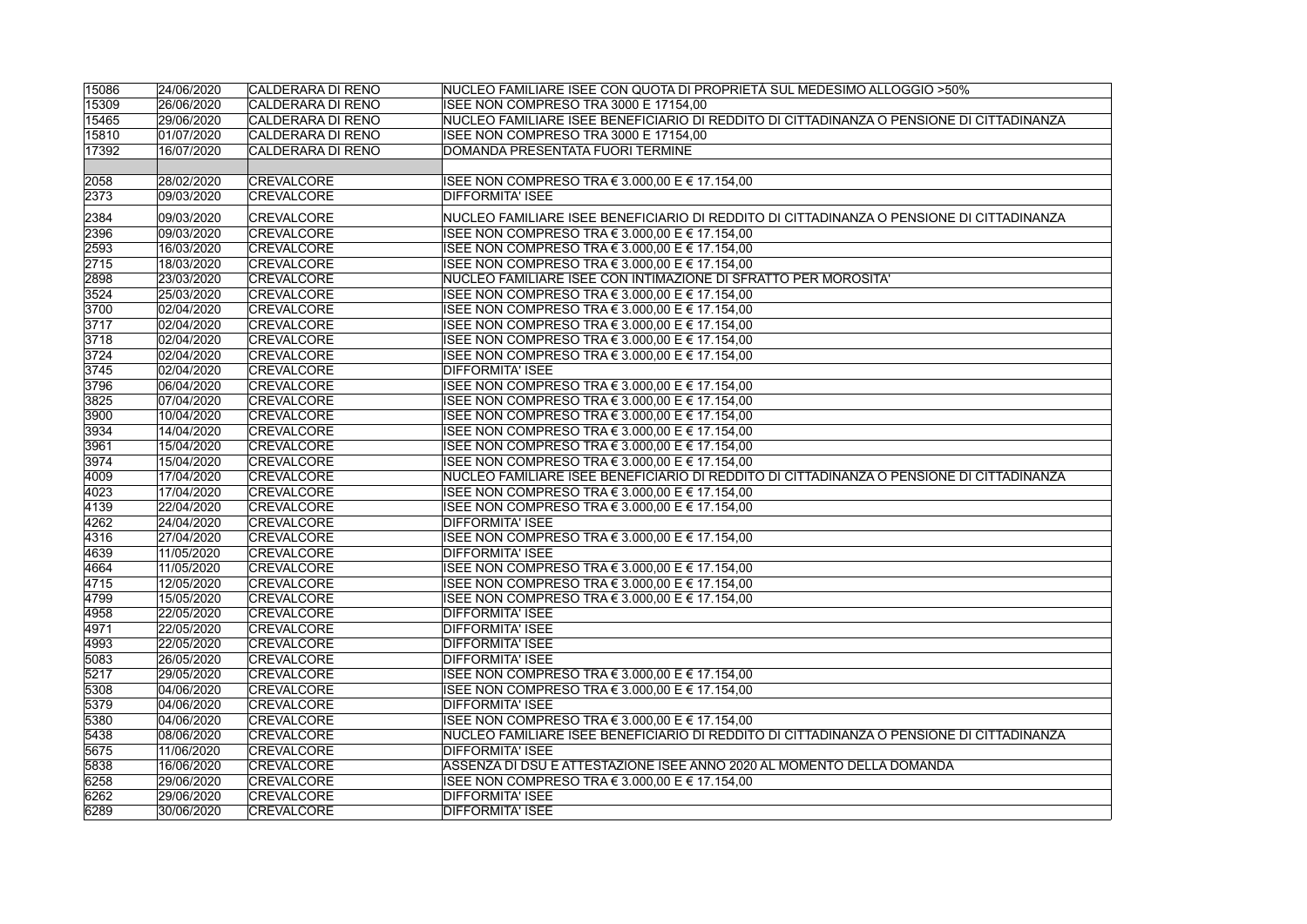| | | | |
|---|---|---|---|
| 15086 | 24/06/2020 | CALDERARA DI RENO | NUCLEO FAMILIARE ISEE CON QUOTA DI PROPRIETÀ SUL MEDESIMO ALLOGGIO >50% |
| 15309 | 26/06/2020 | CALDERARA DI RENO | ISEE NON COMPRESO TRA 3000 E 17154,00 |
| 15465 | 29/06/2020 | CALDERARA DI RENO | NUCLEO FAMILIARE ISEE BENEFICIARIO DI REDDITO DI CITTADINANZA O PENSIONE DI CITTADINANZA |
| 15810 | 01/07/2020 | CALDERARA DI RENO | ISEE NON COMPRESO TRA 3000 E 17154,00 |
| 17392 | 16/07/2020 | CALDERARA DI RENO | DOMANDA PRESENTATA FUORI TERMINE |
| | | | |
| 2058 | 28/02/2020 | CREVALCORE | ISEE NON COMPRESO TRA € 3.000,00 E € 17.154,00 |
| 2373 | 09/03/2020 | CREVALCORE | DIFFORMITA' ISEE |
| 2384 | 09/03/2020 | CREVALCORE | NUCLEO FAMILIARE ISEE BENEFICIARIO DI REDDITO DI CITTADINANZA O PENSIONE DI CITTADINANZA |
| 2396 | 09/03/2020 | CREVALCORE | ISEE NON COMPRESO TRA € 3.000,00 E € 17.154,00 |
| 2593 | 16/03/2020 | CREVALCORE | ISEE NON COMPRESO TRA € 3.000,00 E € 17.154,00 |
| 2715 | 18/03/2020 | CREVALCORE | ISEE NON COMPRESO TRA € 3.000,00 E € 17.154,00 |
| 2898 | 23/03/2020 | CREVALCORE | NUCLEO FAMILIARE ISEE CON INTIMAZIONE DI SFRATTO PER MOROSITA' |
| 3524 | 25/03/2020 | CREVALCORE | ISEE NON COMPRESO TRA € 3.000,00 E € 17.154,00 |
| 3700 | 02/04/2020 | CREVALCORE | ISEE NON COMPRESO TRA € 3.000,00 E € 17.154,00 |
| 3717 | 02/04/2020 | CREVALCORE | ISEE NON COMPRESO TRA € 3.000,00 E € 17.154,00 |
| 3718 | 02/04/2020 | CREVALCORE | ISEE NON COMPRESO TRA € 3.000,00 E € 17.154,00 |
| 3724 | 02/04/2020 | CREVALCORE | ISEE NON COMPRESO TRA € 3.000,00 E € 17.154,00 |
| 3745 | 02/04/2020 | CREVALCORE | DIFFORMITA' ISEE |
| 3796 | 06/04/2020 | CREVALCORE | ISEE NON COMPRESO TRA € 3.000,00 E € 17.154,00 |
| 3825 | 07/04/2020 | CREVALCORE | ISEE NON COMPRESO TRA € 3.000,00 E € 17.154,00 |
| 3900 | 10/04/2020 | CREVALCORE | ISEE NON COMPRESO TRA € 3.000,00 E € 17.154,00 |
| 3934 | 14/04/2020 | CREVALCORE | ISEE NON COMPRESO TRA € 3.000,00 E € 17.154,00 |
| 3961 | 15/04/2020 | CREVALCORE | ISEE NON COMPRESO TRA € 3.000,00 E € 17.154,00 |
| 3974 | 15/04/2020 | CREVALCORE | ISEE NON COMPRESO TRA € 3.000,00 E € 17.154,00 |
| 4009 | 17/04/2020 | CREVALCORE | NUCLEO FAMILIARE ISEE BENEFICIARIO DI REDDITO DI CITTADINANZA O PENSIONE DI CITTADINANZA |
| 4023 | 17/04/2020 | CREVALCORE | ISEE NON COMPRESO TRA € 3.000,00 E € 17.154,00 |
| 4139 | 22/04/2020 | CREVALCORE | ISEE NON COMPRESO TRA € 3.000,00 E € 17.154,00 |
| 4262 | 24/04/2020 | CREVALCORE | DIFFORMITA' ISEE |
| 4316 | 27/04/2020 | CREVALCORE | ISEE NON COMPRESO TRA € 3.000,00 E € 17.154,00 |
| 4639 | 11/05/2020 | CREVALCORE | DIFFORMITA' ISEE |
| 4664 | 11/05/2020 | CREVALCORE | ISEE NON COMPRESO TRA € 3.000,00 E € 17.154,00 |
| 4715 | 12/05/2020 | CREVALCORE | ISEE NON COMPRESO TRA € 3.000,00 E € 17.154,00 |
| 4799 | 15/05/2020 | CREVALCORE | ISEE NON COMPRESO TRA € 3.000,00 E € 17.154,00 |
| 4958 | 22/05/2020 | CREVALCORE | DIFFORMITA' ISEE |
| 4971 | 22/05/2020 | CREVALCORE | DIFFORMITA' ISEE |
| 4993 | 22/05/2020 | CREVALCORE | DIFFORMITA' ISEE |
| 5083 | 26/05/2020 | CREVALCORE | DIFFORMITA' ISEE |
| 5217 | 29/05/2020 | CREVALCORE | ISEE NON COMPRESO TRA € 3.000,00 E € 17.154,00 |
| 5308 | 04/06/2020 | CREVALCORE | ISEE NON COMPRESO TRA € 3.000,00 E € 17.154,00 |
| 5379 | 04/06/2020 | CREVALCORE | DIFFORMITA' ISEE |
| 5380 | 04/06/2020 | CREVALCORE | ISEE NON COMPRESO TRA € 3.000,00 E € 17.154,00 |
| 5438 | 08/06/2020 | CREVALCORE | NUCLEO FAMILIARE ISEE BENEFICIARIO DI REDDITO DI CITTADINANZA O PENSIONE DI CITTADINANZA |
| 5675 | 11/06/2020 | CREVALCORE | DIFFORMITA' ISEE |
| 5838 | 16/06/2020 | CREVALCORE | ASSENZA DI DSU E ATTESTAZIONE ISEE ANNO 2020 AL MOMENTO DELLA DOMANDA |
| 6258 | 29/06/2020 | CREVALCORE | ISEE NON COMPRESO TRA € 3.000,00 E € 17.154,00 |
| 6262 | 29/06/2020 | CREVALCORE | DIFFORMITA' ISEE |
| 6289 | 30/06/2020 | CREVALCORE | DIFFORMITA' ISEE |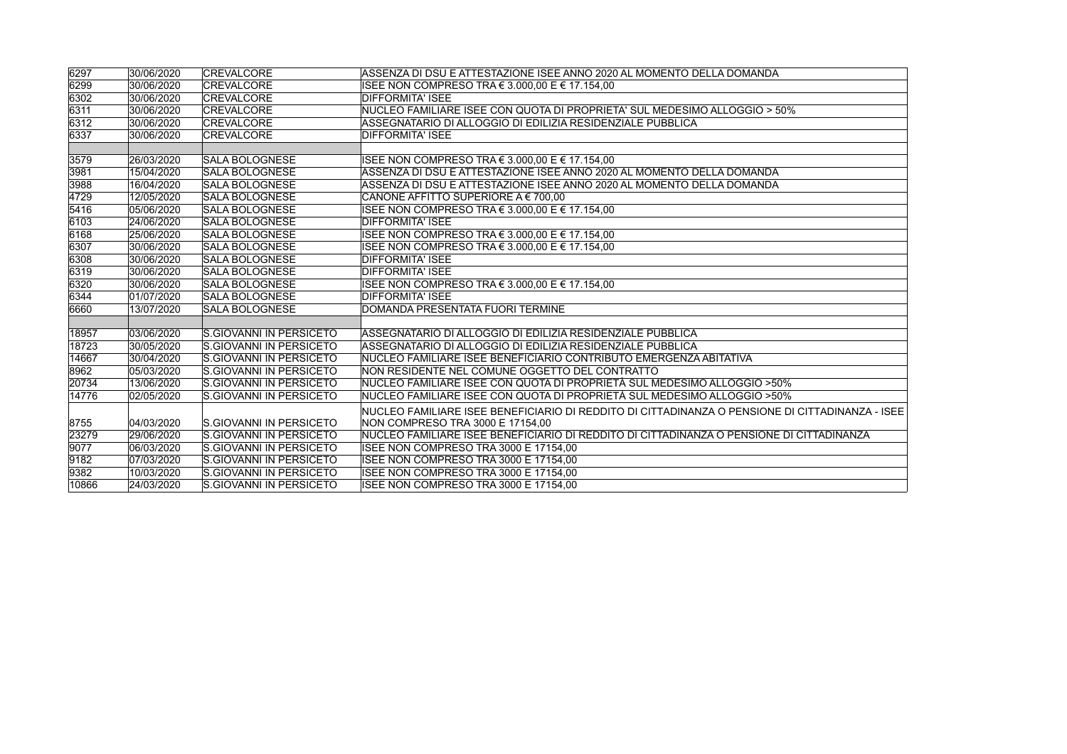| | | | |
|---|---|---|---|
| 6297 | 30/06/2020 | CREVALCORE | ASSENZA DI DSU E ATTESTAZIONE ISEE ANNO 2020 AL MOMENTO DELLA DOMANDA |
| 6299 | 30/06/2020 | CREVALCORE | ISEE NON COMPRESO TRA € 3.000,00 E € 17.154,00 |
| 6302 | 30/06/2020 | CREVALCORE | DIFFORMITA' ISEE |
| 6311 | 30/06/2020 | CREVALCORE | NUCLEO FAMILIARE ISEE CON QUOTA DI PROPRIETA' SUL MEDESIMO ALLOGGIO > 50% |
| 6312 | 30/06/2020 | CREVALCORE | ASSEGNATARIO DI ALLOGGIO DI EDILIZIA RESIDENZIALE PUBBLICA |
| 6337 | 30/06/2020 | CREVALCORE | DIFFORMITA' ISEE |
| | | | |
| 3579 | 26/03/2020 | SALA BOLOGNESE | ISEE NON COMPRESO TRA € 3.000,00 E € 17.154,00 |
| 3981 | 15/04/2020 | SALA BOLOGNESE | ASSENZA DI DSU E ATTESTAZIONE ISEE ANNO 2020 AL MOMENTO DELLA DOMANDA |
| 3988 | 16/04/2020 | SALA BOLOGNESE | ASSENZA DI DSU E ATTESTAZIONE ISEE ANNO 2020 AL MOMENTO DELLA DOMANDA |
| 4729 | 12/05/2020 | SALA BOLOGNESE | CANONE AFFITTO SUPERIORE A € 700,00 |
| 5416 | 05/06/2020 | SALA BOLOGNESE | ISEE NON COMPRESO TRA € 3.000,00 E € 17.154,00 |
| 6103 | 24/06/2020 | SALA BOLOGNESE | DIFFORMITA' ISEE |
| 6168 | 25/06/2020 | SALA BOLOGNESE | ISEE NON COMPRESO TRA € 3.000,00 E € 17.154,00 |
| 6307 | 30/06/2020 | SALA BOLOGNESE | ISEE NON COMPRESO TRA € 3.000,00 E € 17.154,00 |
| 6308 | 30/06/2020 | SALA BOLOGNESE | DIFFORMITA' ISEE |
| 6319 | 30/06/2020 | SALA BOLOGNESE | DIFFORMITA' ISEE |
| 6320 | 30/06/2020 | SALA BOLOGNESE | ISEE NON COMPRESO TRA € 3.000,00 E € 17.154,00 |
| 6344 | 01/07/2020 | SALA BOLOGNESE | DIFFORMITA' ISEE |
| 6660 | 13/07/2020 | SALA BOLOGNESE | DOMANDA PRESENTATA FUORI TERMINE |
| | | | |
| 18957 | 03/06/2020 | S.GIOVANNI IN PERSICETO | ASSEGNATARIO DI ALLOGGIO DI EDILIZIA RESIDENZIALE PUBBLICA |
| 18723 | 30/05/2020 | S.GIOVANNI IN PERSICETO | ASSEGNATARIO DI ALLOGGIO DI EDILIZIA RESIDENZIALE PUBBLICA |
| 14667 | 30/04/2020 | S.GIOVANNI IN PERSICETO | NUCLEO FAMILIARE ISEE BENEFICIARIO CONTRIBUTO EMERGENZA ABITATIVA |
| 8962 | 05/03/2020 | S.GIOVANNI IN PERSICETO | NON RESIDENTE NEL COMUNE OGGETTO DEL CONTRATTO |
| 20734 | 13/06/2020 | S.GIOVANNI IN PERSICETO | NUCLEO FAMILIARE ISEE CON QUOTA DI PROPRIETÁ SUL MEDESIMO ALLOGGIO >50% |
| 14776 | 02/05/2020 | S.GIOVANNI IN PERSICETO | NUCLEO FAMILIARE ISEE CON QUOTA DI PROPRIETÁ SUL MEDESIMO ALLOGGIO >50% |
| 8755 | 04/03/2020 | S.GIOVANNI IN PERSICETO | NUCLEO FAMILIARE ISEE BENEFICIARIO DI REDDITO DI CITTADINANZA O PENSIONE DI CITTADINANZA - ISEE NON COMPRESO TRA 3000 E 17154,00 |
| 23279 | 29/06/2020 | S.GIOVANNI IN PERSICETO | NUCLEO FAMILIARE ISEE BENEFICIARIO DI REDDITO DI CITTADINANZA O PENSIONE DI CITTADINANZA |
| 9077 | 06/03/2020 | S.GIOVANNI IN PERSICETO | ISEE NON COMPRESO TRA 3000 E 17154,00 |
| 9182 | 07/03/2020 | S.GIOVANNI IN PERSICETO | ISEE NON COMPRESO TRA 3000 E 17154,00 |
| 9382 | 10/03/2020 | S.GIOVANNI IN PERSICETO | ISEE NON COMPRESO TRA 3000 E 17154,00 |
| 10866 | 24/03/2020 | S.GIOVANNI IN PERSICETO | ISEE NON COMPRESO TRA 3000 E 17154,00 |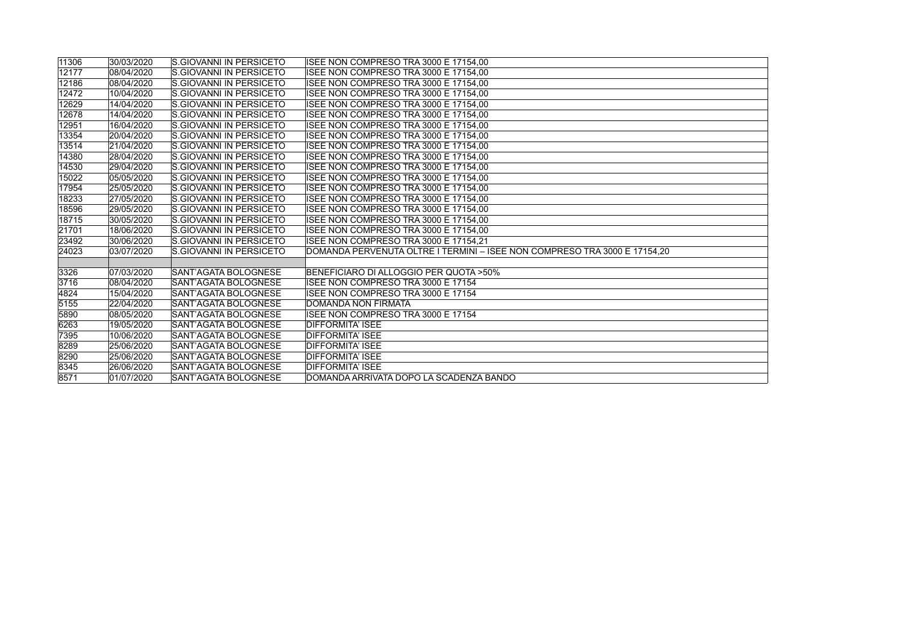| | | | |
|---|---|---|---|
| 11306 | 30/03/2020 | S.GIOVANNI IN PERSICETO | ISEE NON COMPRESO TRA 3000 E 17154,00 |
| 12177 | 08/04/2020 | S.GIOVANNI IN PERSICETO | ISEE NON COMPRESO TRA 3000 E 17154,00 |
| 12186 | 08/04/2020 | S.GIOVANNI IN PERSICETO | ISEE NON COMPRESO TRA 3000 E 17154,00 |
| 12472 | 10/04/2020 | S.GIOVANNI IN PERSICETO | ISEE NON COMPRESO TRA 3000 E 17154,00 |
| 12629 | 14/04/2020 | S.GIOVANNI IN PERSICETO | ISEE NON COMPRESO TRA 3000 E 17154,00 |
| 12678 | 14/04/2020 | S.GIOVANNI IN PERSICETO | ISEE NON COMPRESO TRA 3000 E 17154,00 |
| 12951 | 16/04/2020 | S.GIOVANNI IN PERSICETO | ISEE NON COMPRESO TRA 3000 E 17154,00 |
| 13354 | 20/04/2020 | S.GIOVANNI IN PERSICETO | ISEE NON COMPRESO TRA 3000 E 17154,00 |
| 13514 | 21/04/2020 | S.GIOVANNI IN PERSICETO | ISEE NON COMPRESO TRA 3000 E 17154,00 |
| 14380 | 28/04/2020 | S.GIOVANNI IN PERSICETO | ISEE NON COMPRESO TRA 3000 E 17154,00 |
| 14530 | 29/04/2020 | S.GIOVANNI IN PERSICETO | ISEE NON COMPRESO TRA 3000 E 17154,00 |
| 15022 | 05/05/2020 | S.GIOVANNI IN PERSICETO | ISEE NON COMPRESO TRA 3000 E 17154,00 |
| 17954 | 25/05/2020 | S.GIOVANNI IN PERSICETO | ISEE NON COMPRESO TRA 3000 E 17154,00 |
| 18233 | 27/05/2020 | S.GIOVANNI IN PERSICETO | ISEE NON COMPRESO TRA 3000 E 17154,00 |
| 18596 | 29/05/2020 | S.GIOVANNI IN PERSICETO | ISEE NON COMPRESO TRA 3000 E 17154,00 |
| 18715 | 30/05/2020 | S.GIOVANNI IN PERSICETO | ISEE NON COMPRESO TRA 3000 E 17154,00 |
| 21701 | 18/06/2020 | S.GIOVANNI IN PERSICETO | ISEE NON COMPRESO TRA 3000 E 17154,00 |
| 23492 | 30/06/2020 | S.GIOVANNI IN PERSICETO | ISEE NON COMPRESO TRA 3000 E 17154,21 |
| 24023 | 03/07/2020 | S.GIOVANNI IN PERSICETO | DOMANDA PERVENUTA OLTRE I TERMINI – ISEE NON COMPRESO TRA 3000 E 17154,20 |
| | | | |
| 3326 | 07/03/2020 | SANT'AGATA BOLOGNESE | BENEFICIARO DI ALLOGGIO PER QUOTA >50% |
| 3716 | 08/04/2020 | SANT'AGATA BOLOGNESE | ISEE NON COMPRESO TRA 3000 E 17154 |
| 4824 | 15/04/2020 | SANT'AGATA BOLOGNESE | ISEE NON COMPRESO TRA 3000 E 17154 |
| 5155 | 22/04/2020 | SANT'AGATA BOLOGNESE | DOMANDA NON FIRMATA |
| 5890 | 08/05/2020 | SANT'AGATA BOLOGNESE | ISEE NON COMPRESO TRA 3000 E 17154 |
| 6263 | 19/05/2020 | SANT'AGATA BOLOGNESE | DIFFORMITA' ISEE |
| 7395 | 10/06/2020 | SANT'AGATA BOLOGNESE | DIFFORMITA' ISEE |
| 8289 | 25/06/2020 | SANT'AGATA BOLOGNESE | DIFFORMITA' ISEE |
| 8290 | 25/06/2020 | SANT'AGATA BOLOGNESE | DIFFORMITA' ISEE |
| 8345 | 26/06/2020 | SANT'AGATA BOLOGNESE | DIFFORMITA' ISEE |
| 8571 | 01/07/2020 | SANT'AGATA BOLOGNESE | DOMANDA ARRIVATA DOPO LA SCADENZA BANDO |